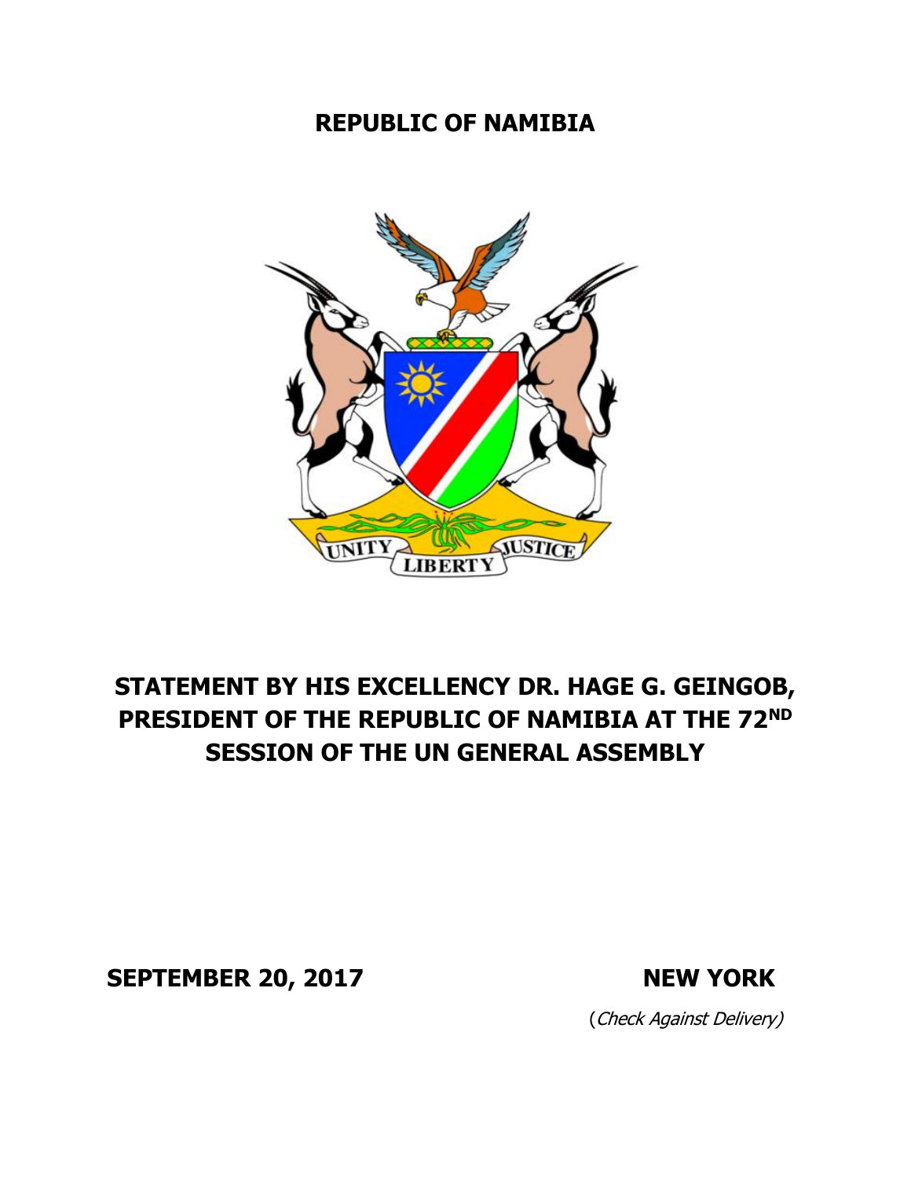# REPUBLIC OF NAMIBIA

UNITY LIBERTY JUSTICE

## STATEMENT BY HIS EXCELLENCY DR. HAGE G. GEINGOB, PRESIDENT OF THE REPUBLIC OF NAMIBIA AT THE 72ND SESSION OF THE UN GENERAL ASSEMBLY

**SEPTEMBER 20, 2017** **NEW YORK**

(*Check Against Delivery*)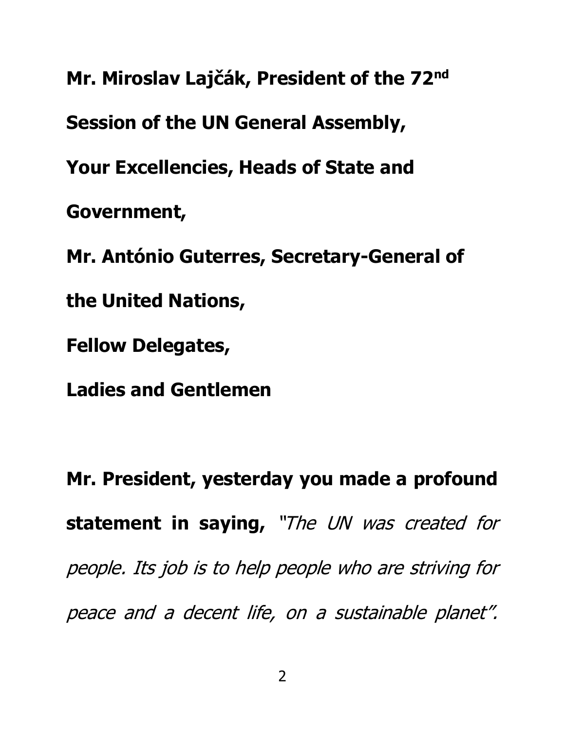**Mr. Miroslav Lajčák, President of the 72nd Session of the UN General Assembly,**

**Your Excellencies, Heads of State and Government,**

**Mr. António Guterres, Secretary-General of the United Nations,**

**Fellow Delegates,**

**Ladies and Gentlemen**

**Mr. President, yesterday you made a profound statement in saying,** *"The UN was created for people. Its job is to help people who are striving for peace and a decent life, on a sustainable planet".*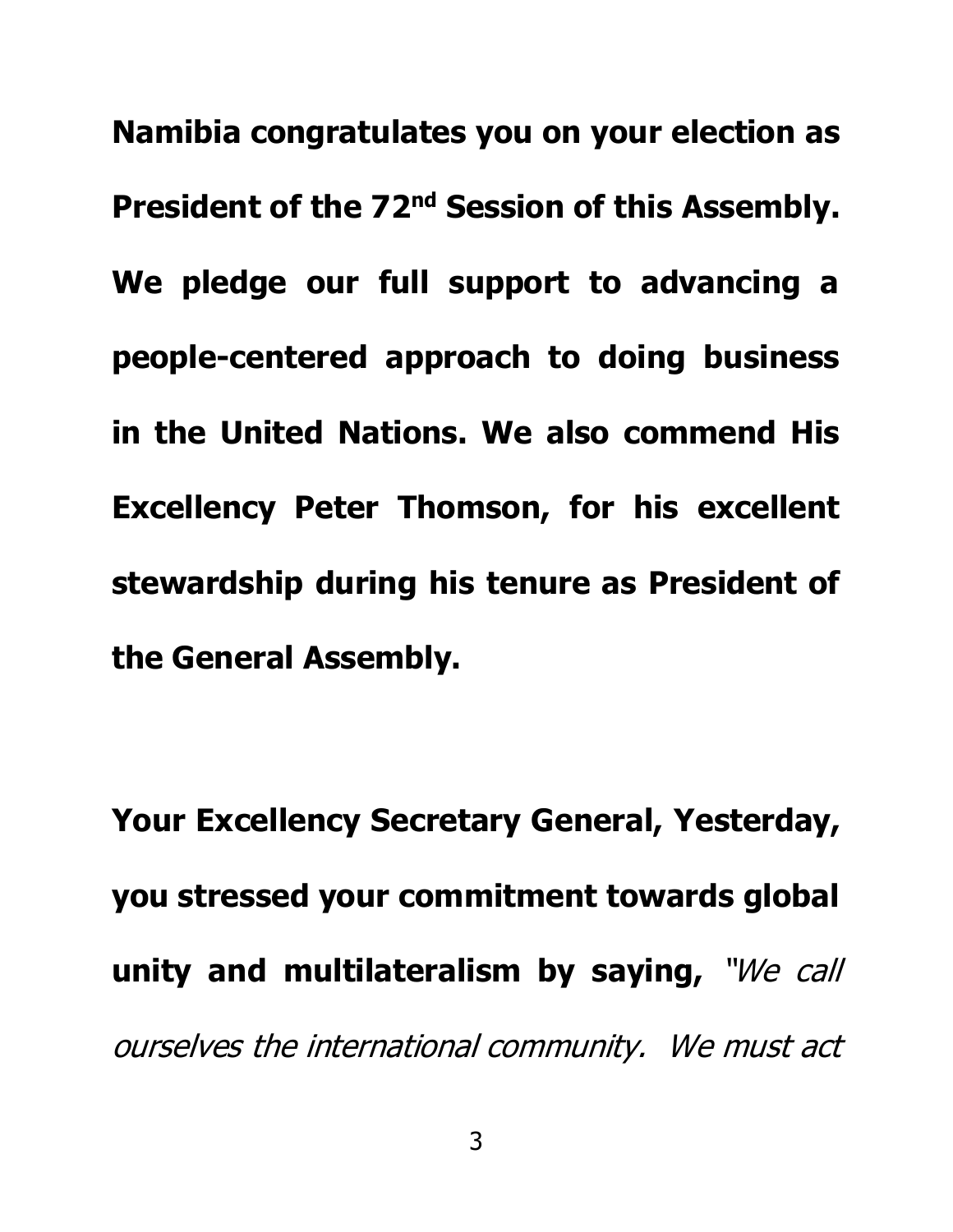**Namibia congratulates you on your election as President of the 72nd Session of this Assembly. We pledge our full support to advancing a people-centered approach to doing business in the United Nations. We also commend His Excellency Peter Thomson, for his excellent stewardship during his tenure as President of the General Assembly.**

**Your Excellency Secretary General, Yesterday, you stressed your commitment towards global unity and multilateralism by saying,** *"We call ourselves the international community. We must act*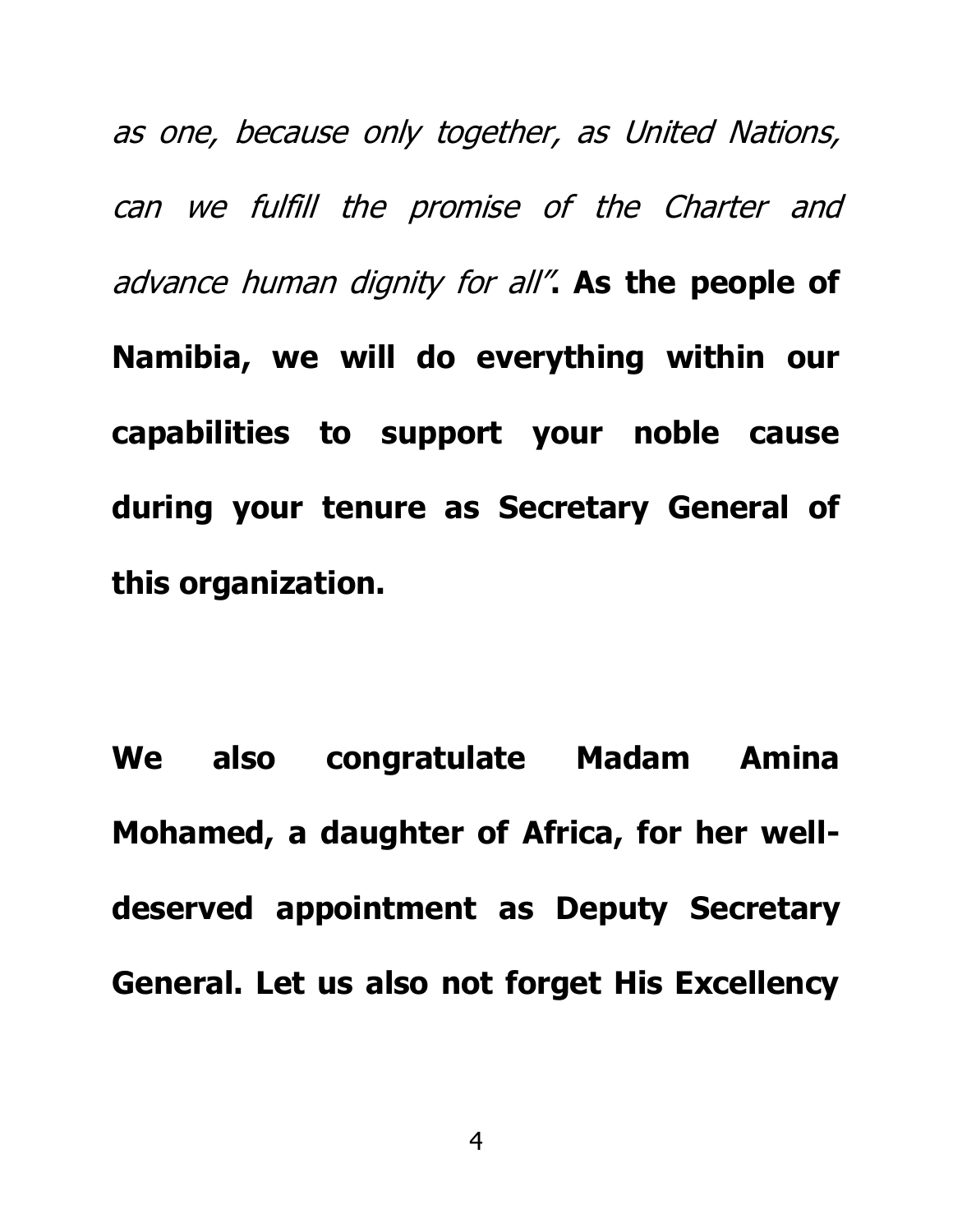*as one, because only together, as United Nations, can we fulfill the promise of the Charter and advance human dignity for all"*. **As the people of Namibia, we will do everything within our capabilities to support your noble cause during your tenure as Secretary General of this organization.**

**We also congratulate Madam Amina Mohamed, a daughter of Africa, for her well-deserved appointment as Deputy Secretary General. Let us also not forget His Excellency**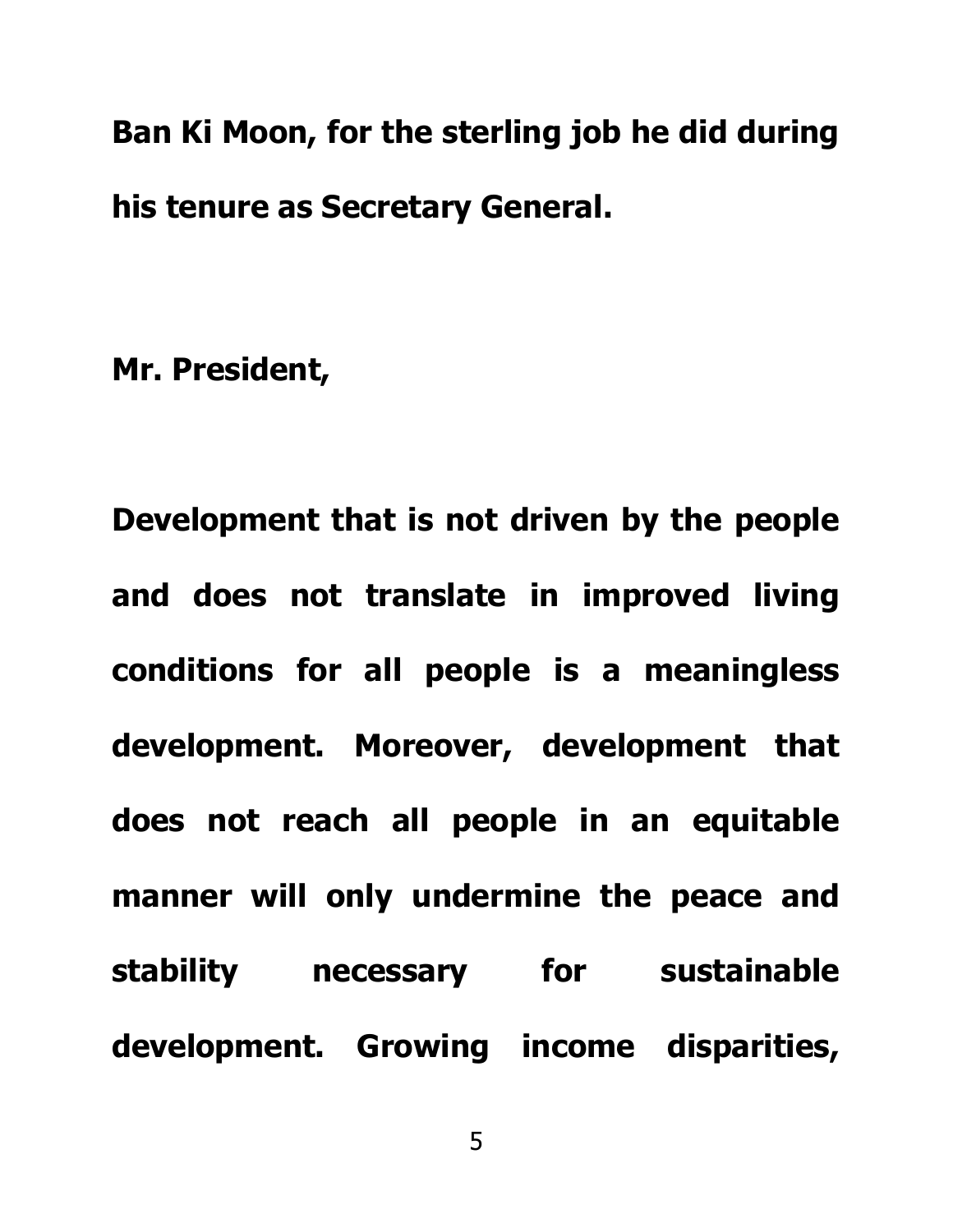**Ban Ki Moon, for the sterling job he did during his tenure as Secretary General.**

**Mr. President,**

**Development that is not driven by the people and does not translate in improved living conditions for all people is a meaningless development. Moreover, development that does not reach all people in an equitable manner will only undermine the peace and stability necessary for sustainable development. Growing income disparities,**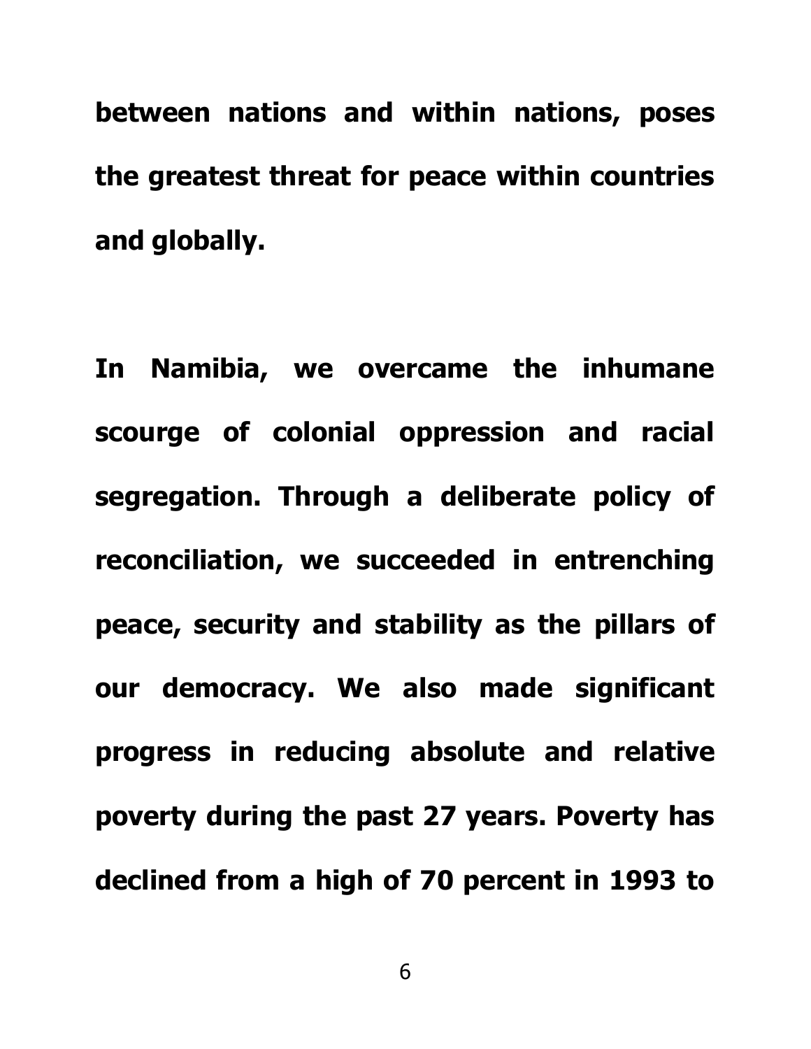**between nations and within nations, poses the greatest threat for peace within countries and globally.**

**In Namibia, we overcame the inhumane scourge of colonial oppression and racial segregation. Through a deliberate policy of reconciliation, we succeeded in entrenching peace, security and stability as the pillars of our democracy. We also made significant progress in reducing absolute and relative poverty during the past 27 years. Poverty has declined from a high of 70 percent in 1993 to**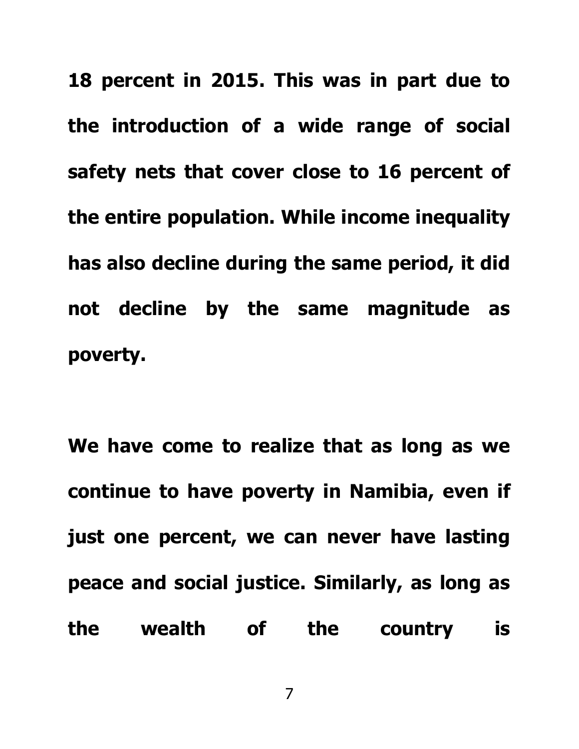**18 percent in 2015. This was in part due to the introduction of a wide range of social safety nets that cover close to 16 percent of the entire population. While income inequality has also decline during the same period, it did not decline by the same magnitude as poverty.**

**We have come to realize that as long as we continue to have poverty in Namibia, even if just one percent, we can never have lasting peace and social justice. Similarly, as long as the wealth of the country is**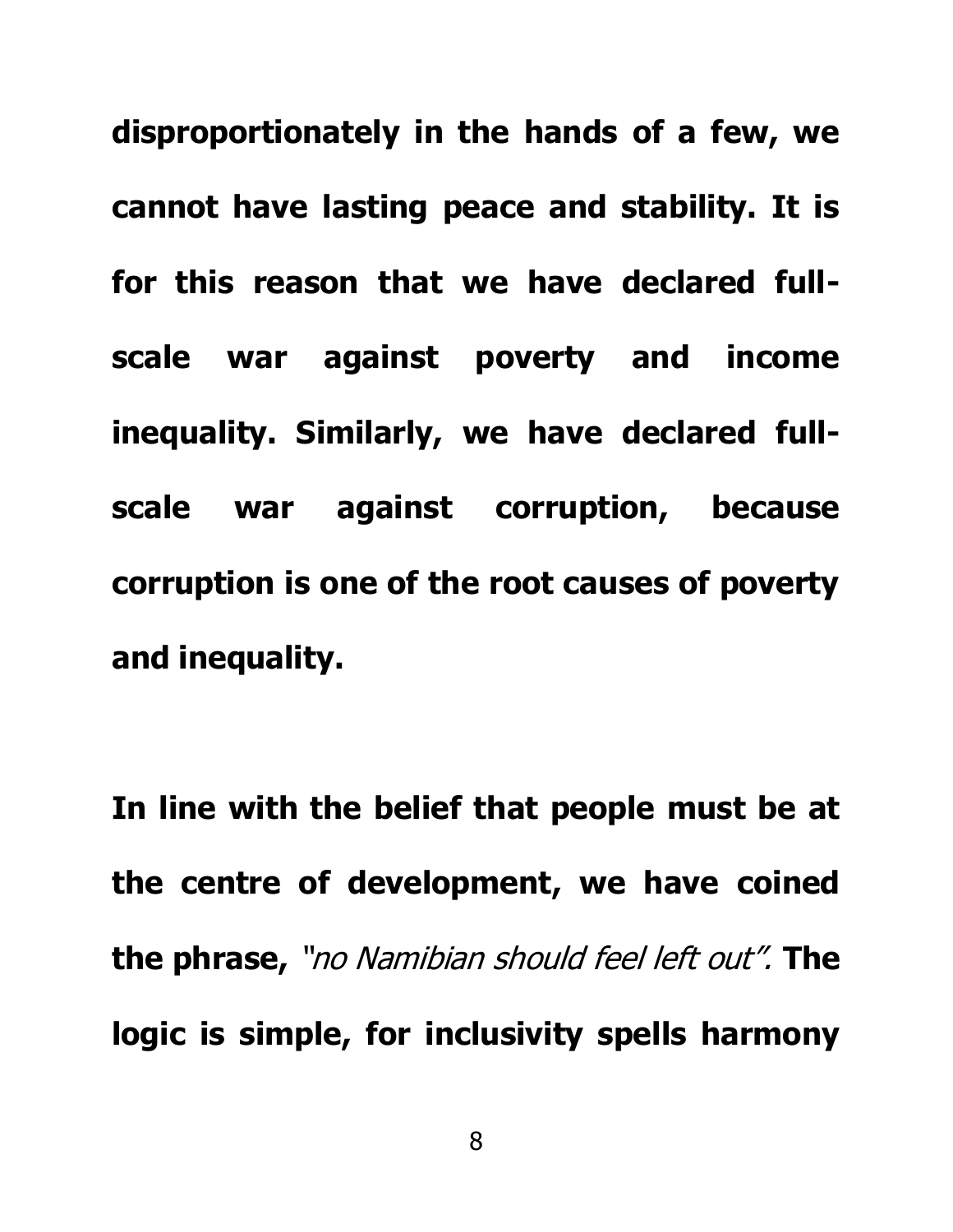**disproportionately in the hands of a few, we cannot have lasting peace and stability. It is for this reason that we have declared full-scale war against poverty and income inequality. Similarly, we have declared full-scale war against corruption, because corruption is one of the root causes of poverty and inequality.**

**In line with the belief that people must be at the centre of development, we have coined the phrase,** *"no Namibian should feel left out".* **The logic is simple, for inclusivity spells harmony**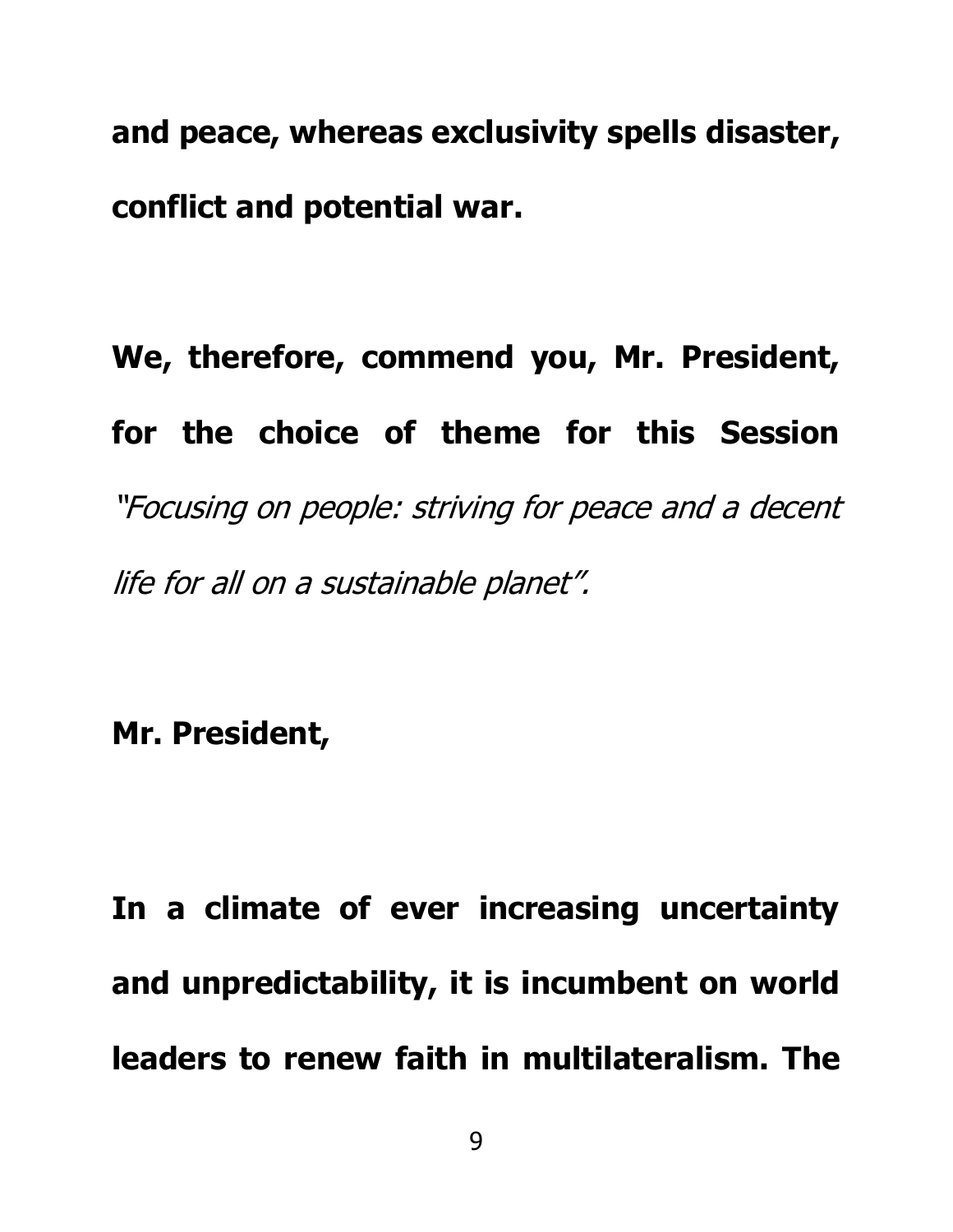**and peace, whereas exclusivity spells disaster, conflict and potential war.**

**We, therefore, commend you, Mr. President, for the choice of theme for this Session** *"Focusing on people: striving for peace and a decent life for all on a sustainable planet".*

**Mr. President,**

**In a climate of ever increasing uncertainty and unpredictability, it is incumbent on world leaders to renew faith in multilateralism. The**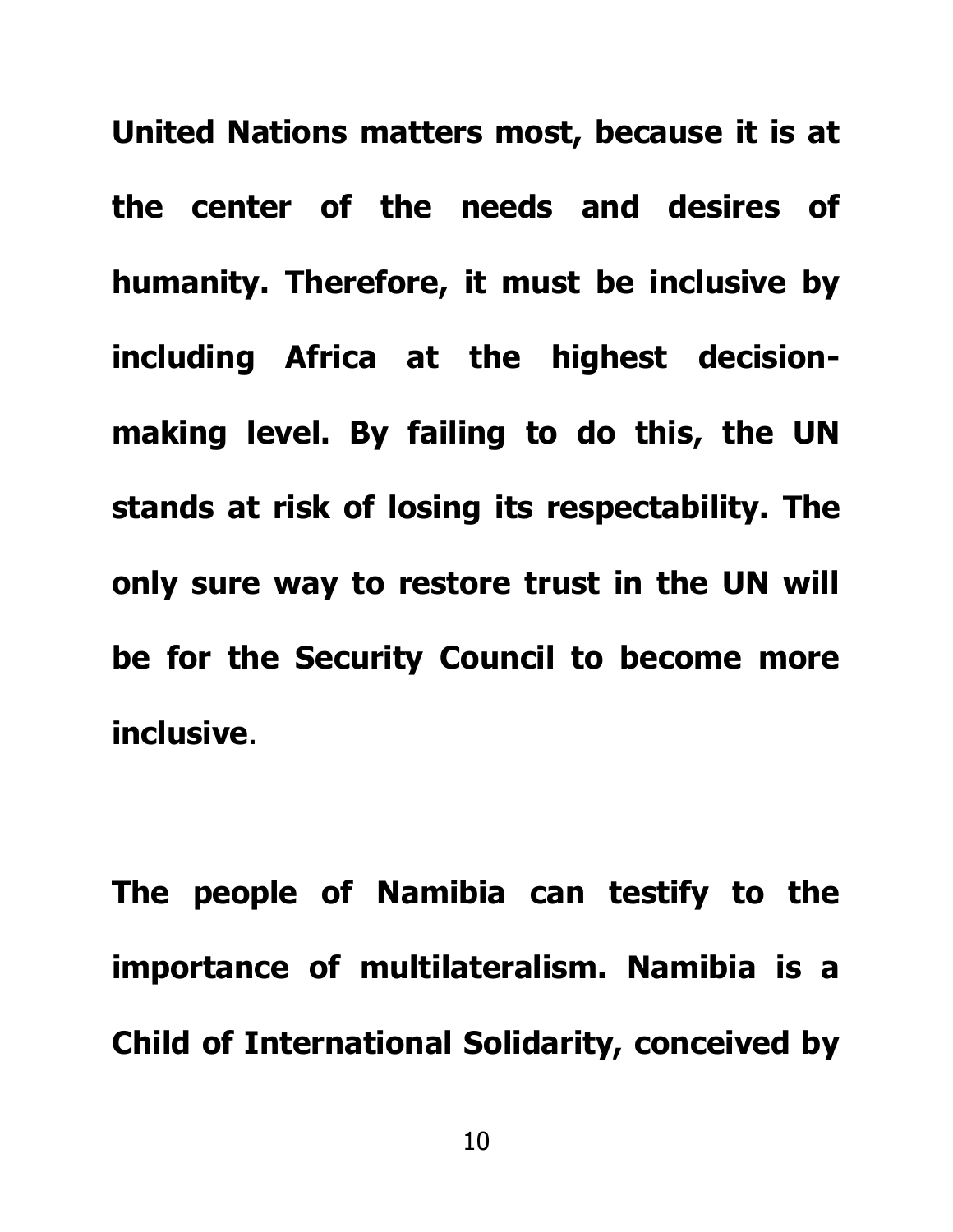**United Nations matters most, because it is at the center of the needs and desires of humanity. Therefore, it must be inclusive by including Africa at the highest decision-making level. By failing to do this, the UN stands at risk of losing its respectability. The only sure way to restore trust in the UN will be for the Security Council to become more inclusive**.

**The people of Namibia can testify to the importance of multilateralism. Namibia is a Child of International Solidarity, conceived by**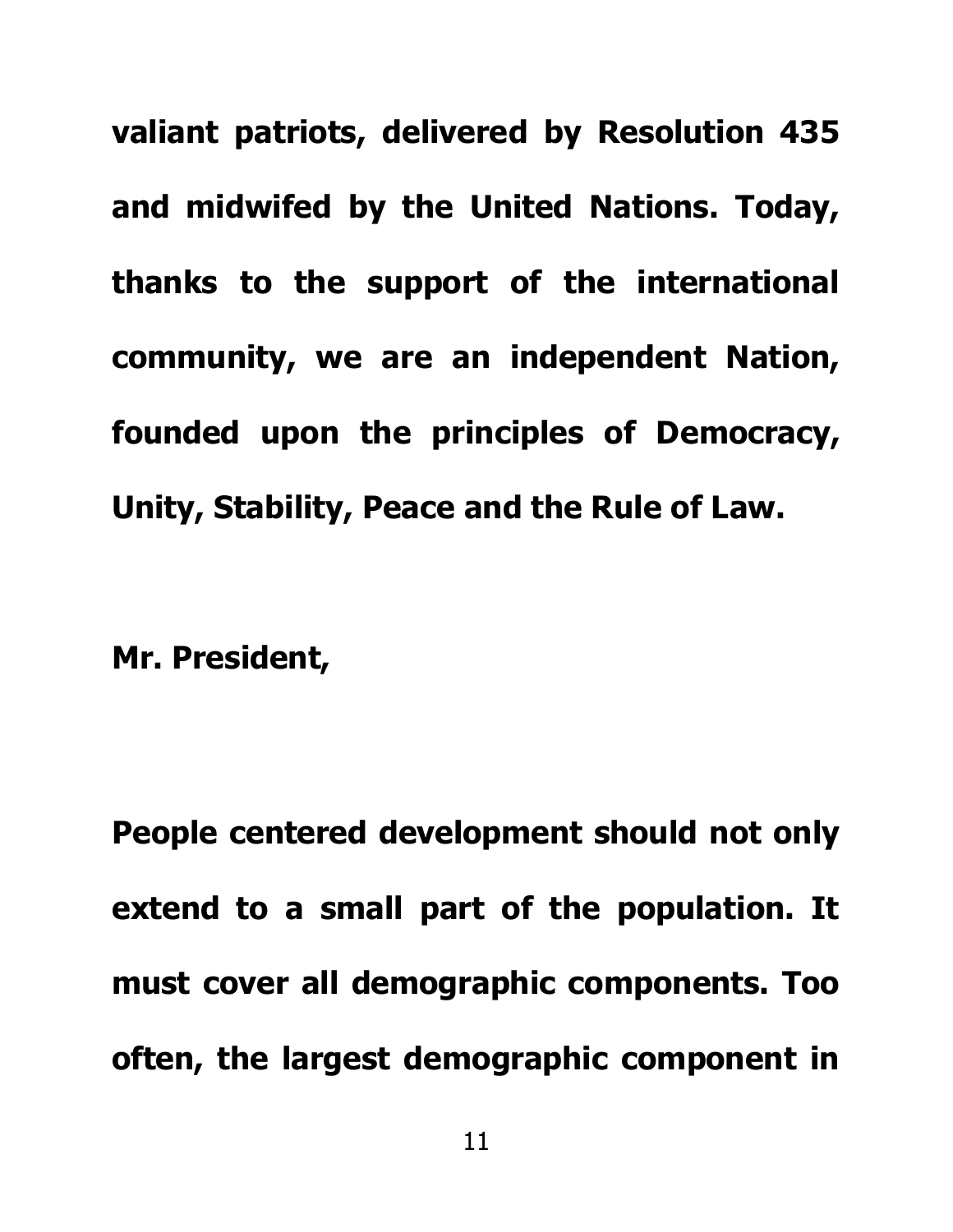**valiant patriots, delivered by Resolution 435 and midwifed by the United Nations. Today, thanks to the support of the international community, we are an independent Nation, founded upon the principles of Democracy, Unity, Stability, Peace and the Rule of Law.**

**Mr. President,**

**People centered development should not only extend to a small part of the population. It must cover all demographic components. Too often, the largest demographic component in**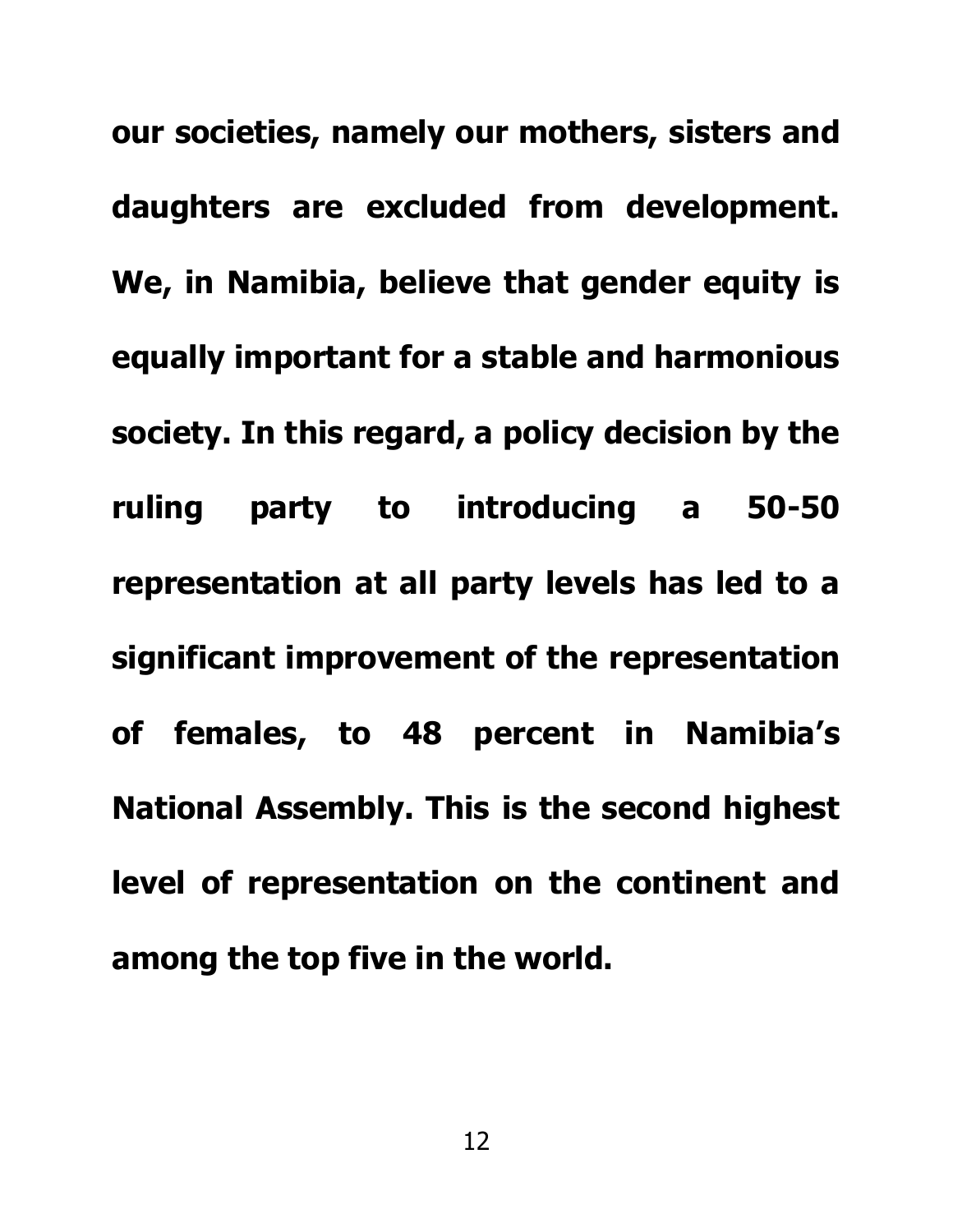**our societies, namely our mothers, sisters and daughters are excluded from development. We, in Namibia, believe that gender equity is equally important for a stable and harmonious society. In this regard, a policy decision by the ruling party to introducing a 50-50 representation at all party levels has led to a significant improvement of the representation of females, to 48 percent in Namibia's National Assembly. This is the second highest level of representation on the continent and among the top five in the world.**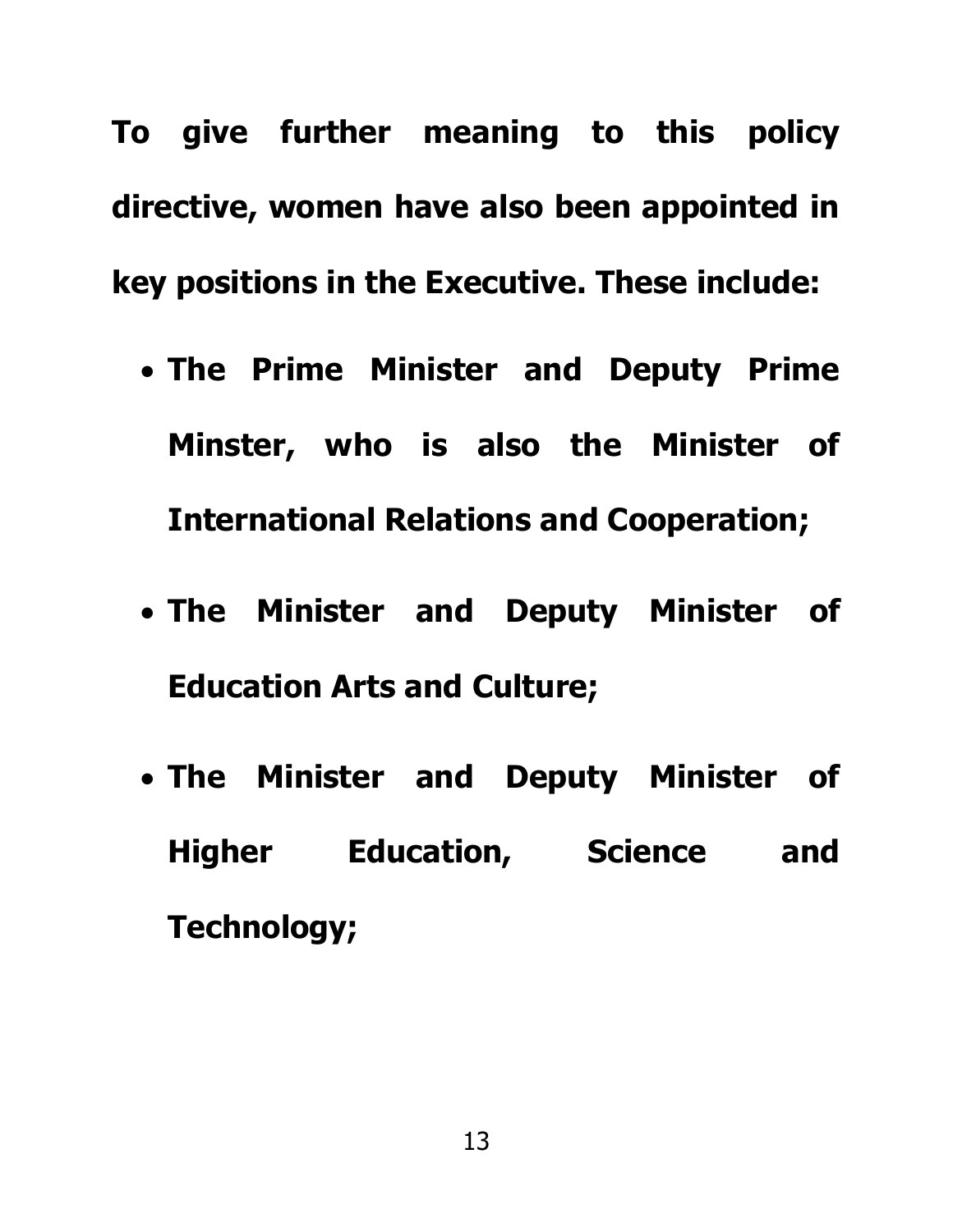**To give further meaning to this policy directive, women have also been appointed in key positions in the Executive. These include:**

- **The Prime Minister and Deputy Prime Minster, who is also the Minister of International Relations and Cooperation;**
- **The Minister and Deputy Minister of Education Arts and Culture;**
- **The Minister and Deputy Minister of Higher Education, Science and Technology;**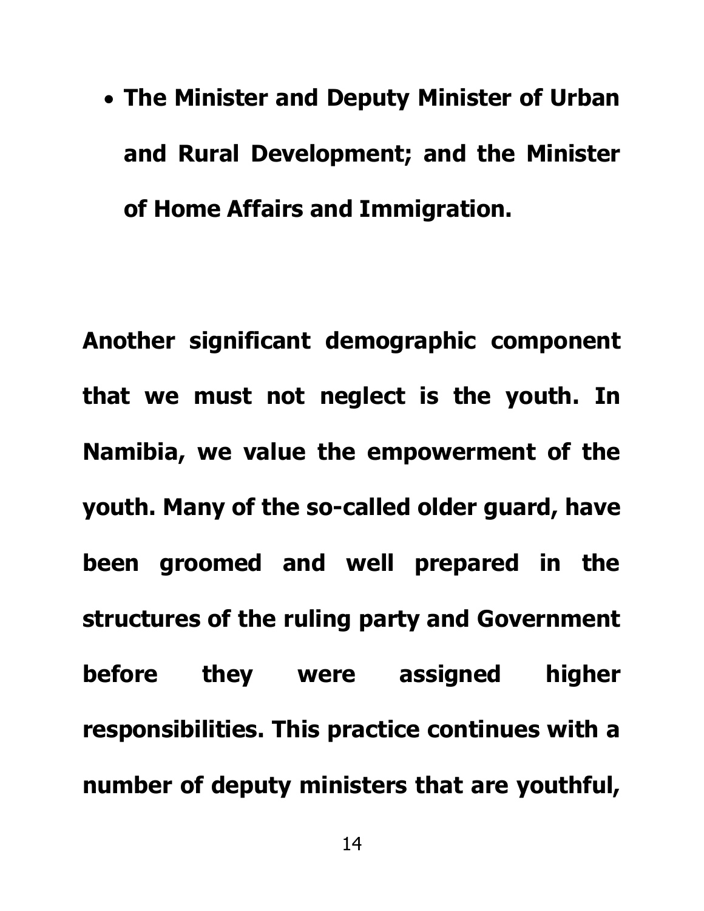- **The Minister and Deputy Minister of Urban and Rural Development; and the Minister of Home Affairs and Immigration.**

**Another significant demographic component that we must not neglect is the youth. In Namibia, we value the empowerment of the youth. Many of the so-called older guard, have been groomed and well prepared in the structures of the ruling party and Government before they were assigned higher responsibilities. This practice continues with a number of deputy ministers that are youthful,**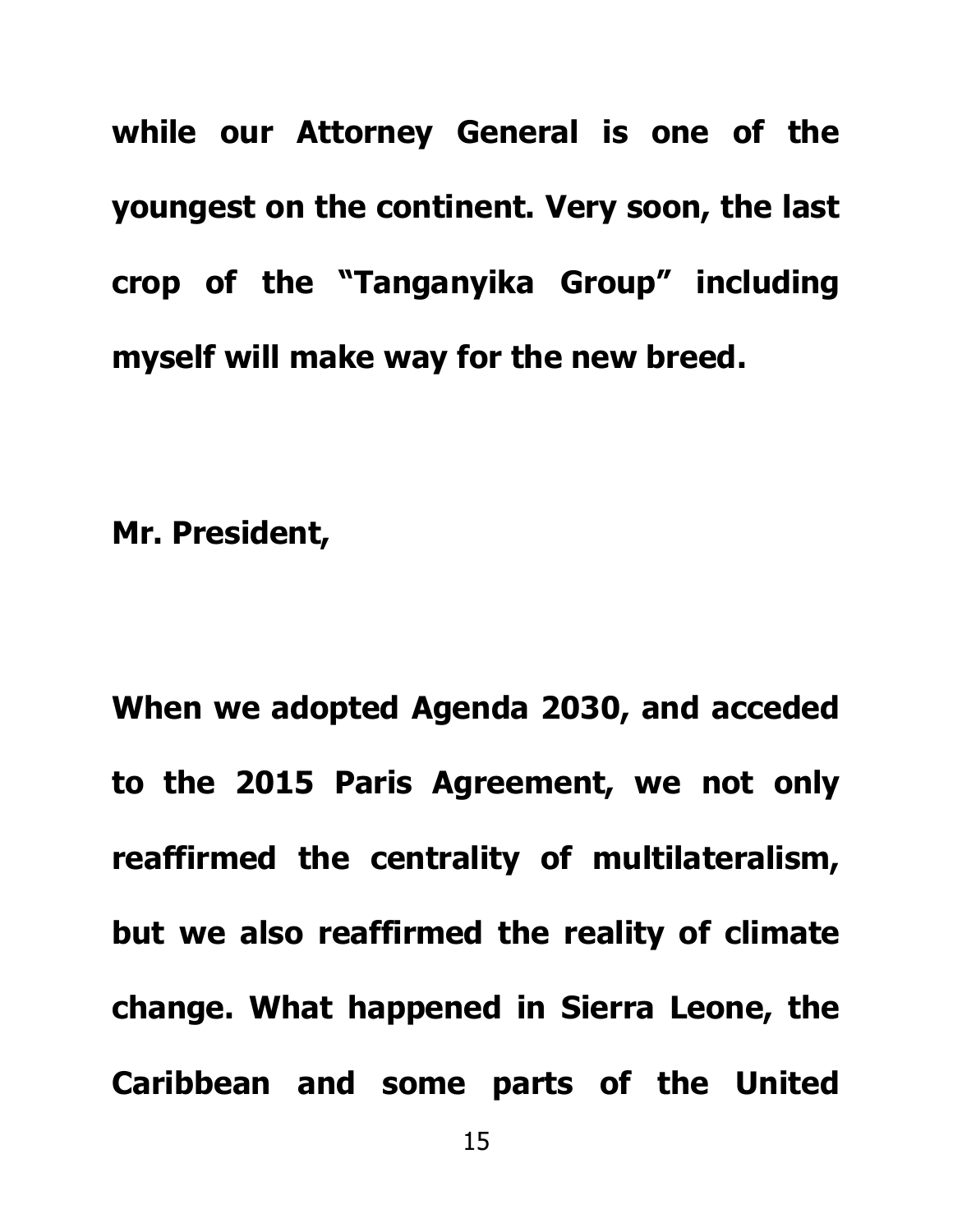**while our Attorney General is one of the youngest on the continent. Very soon, the last crop of the "Tanganyika Group" including myself will make way for the new breed.**

**Mr. President,**

**When we adopted Agenda 2030, and acceded to the 2015 Paris Agreement, we not only reaffirmed the centrality of multilateralism, but we also reaffirmed the reality of climate change. What happened in Sierra Leone, the Caribbean and some parts of the United**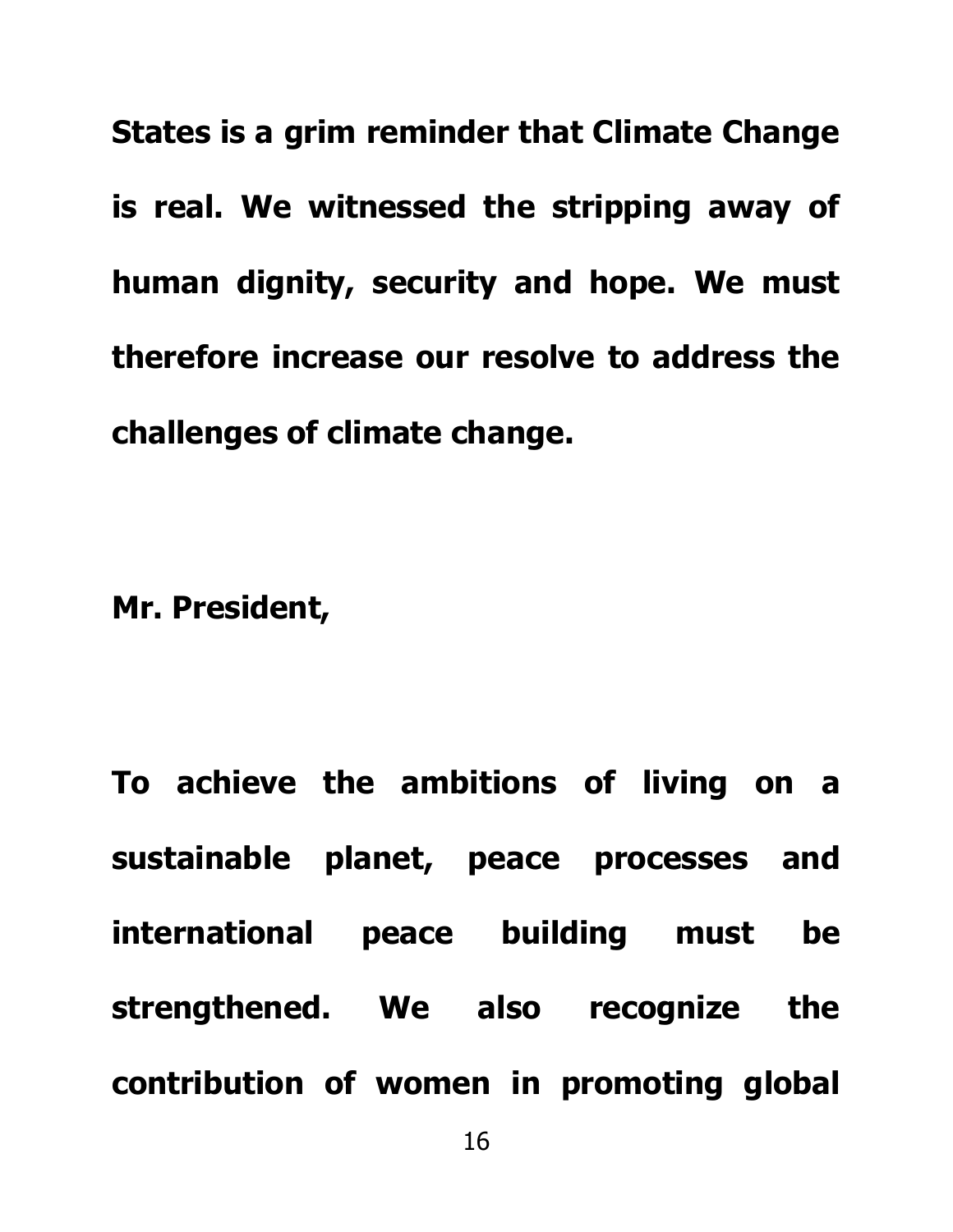**States is a grim reminder that Climate Change is real. We witnessed the stripping away of human dignity, security and hope. We must therefore increase our resolve to address the challenges of climate change.**

**Mr. President,**

**To achieve the ambitions of living on a sustainable planet, peace processes and international peace building must be strengthened. We also recognize the contribution of women in promoting global**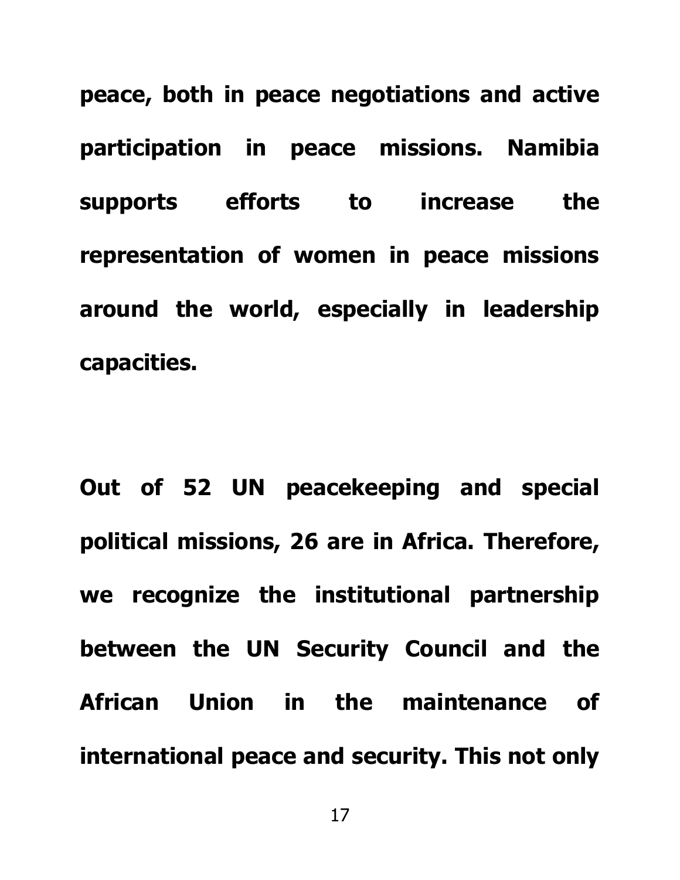**peace, both in peace negotiations and active participation in peace missions. Namibia supports efforts to increase the representation of women in peace missions around the world, especially in leadership capacities.**

**Out of 52 UN peacekeeping and special political missions, 26 are in Africa. Therefore, we recognize the institutional partnership between the UN Security Council and the African Union in the maintenance of international peace and security. This not only**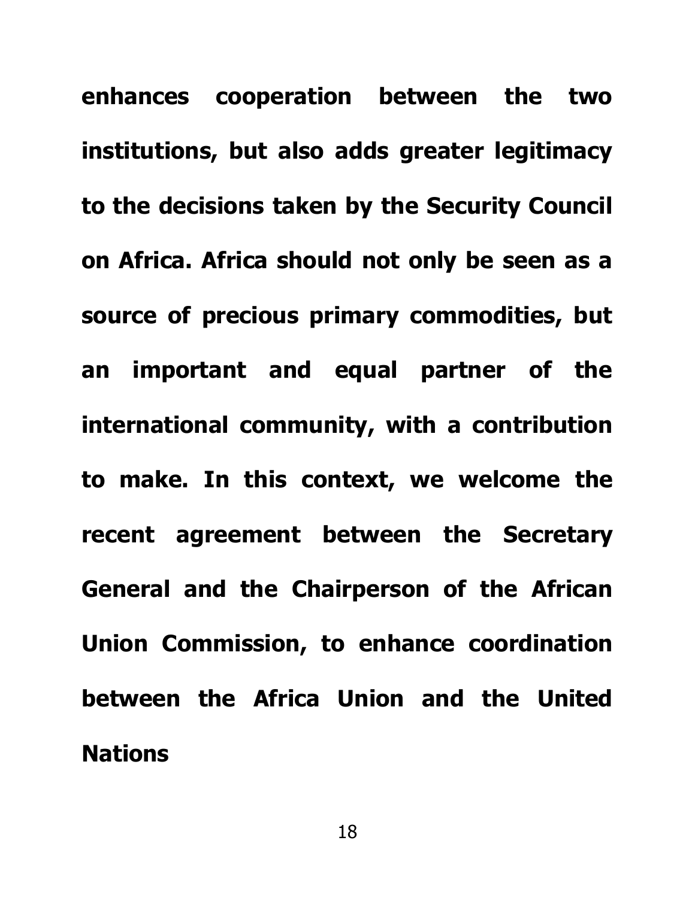**enhances cooperation between the two institutions, but also adds greater legitimacy to the decisions taken by the Security Council on Africa. Africa should not only be seen as a source of precious primary commodities, but an important and equal partner of the international community, with a contribution to make. In this context, we welcome the recent agreement between the Secretary General and the Chairperson of the African Union Commission, to enhance coordination between the Africa Union and the United Nations**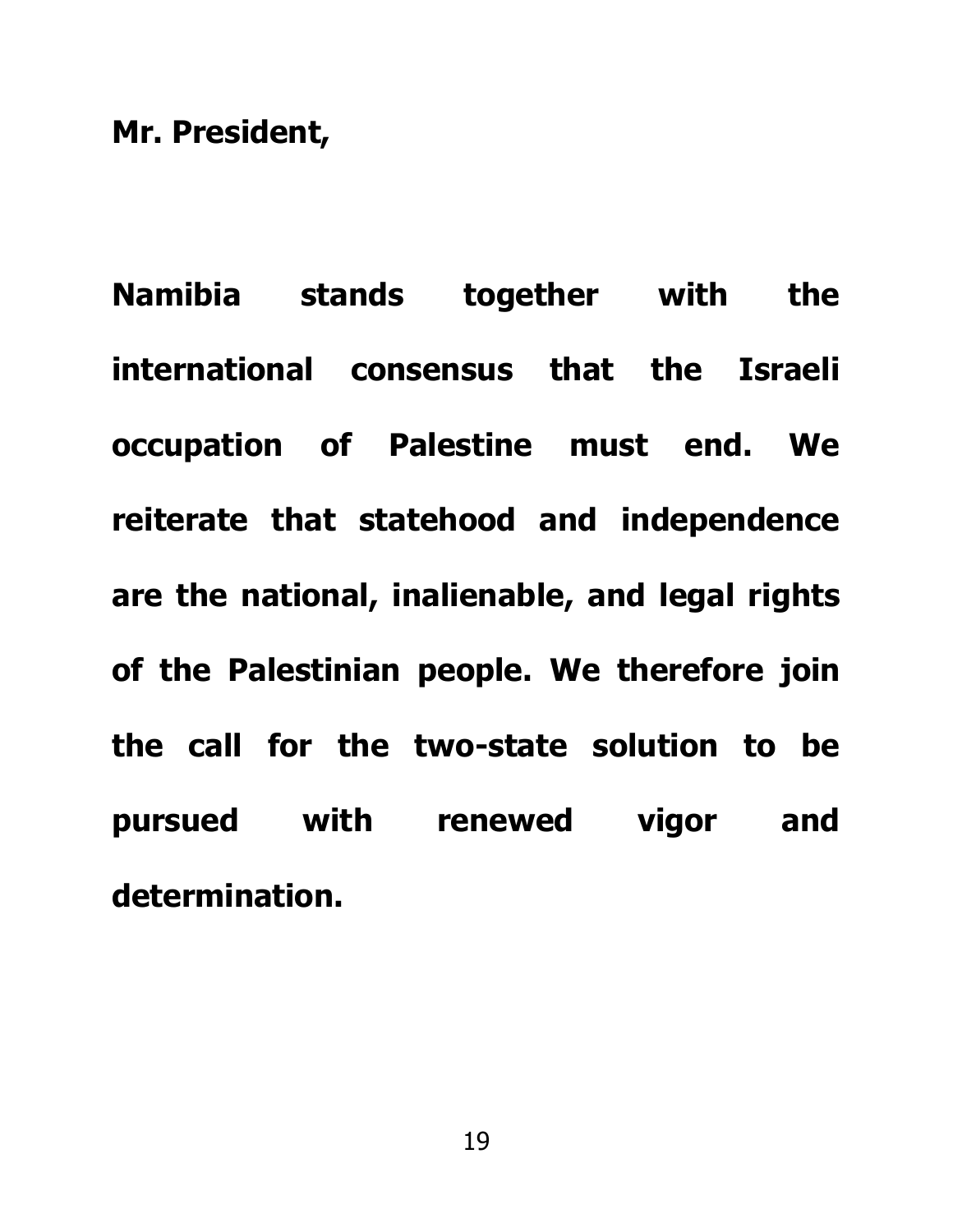**Mr. President,**

**Namibia stands together with the international consensus that the Israeli occupation of Palestine must end. We reiterate that statehood and independence are the national, inalienable, and legal rights of the Palestinian people. We therefore join the call for the two-state solution to be pursued with renewed vigor and determination.**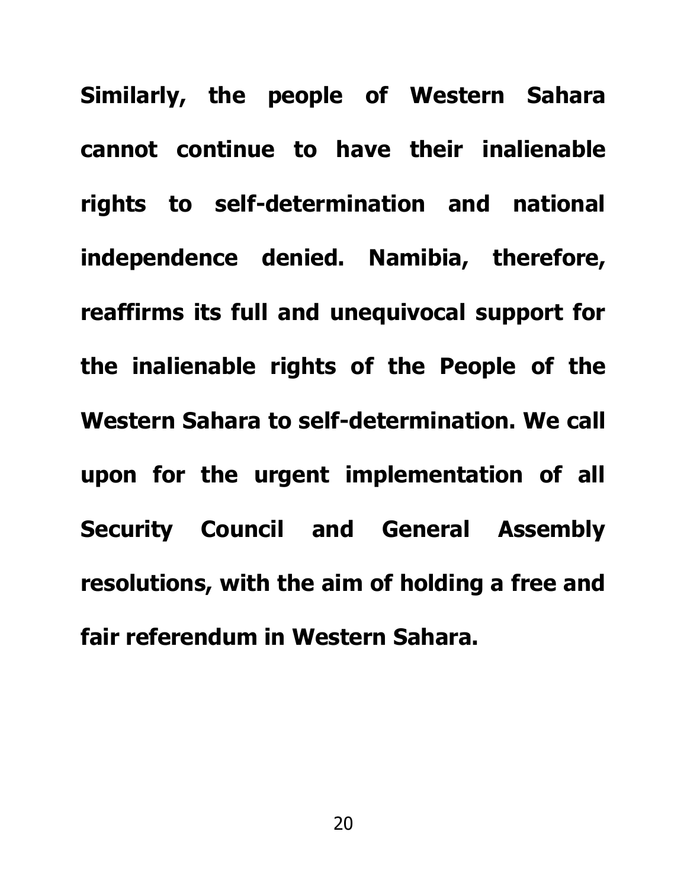**Similarly, the people of Western Sahara cannot continue to have their inalienable rights to self-determination and national independence denied. Namibia, therefore, reaffirms its full and unequivocal support for the inalienable rights of the People of the Western Sahara to self-determination. We call upon for the urgent implementation of all Security Council and General Assembly resolutions, with the aim of holding a free and fair referendum in Western Sahara.**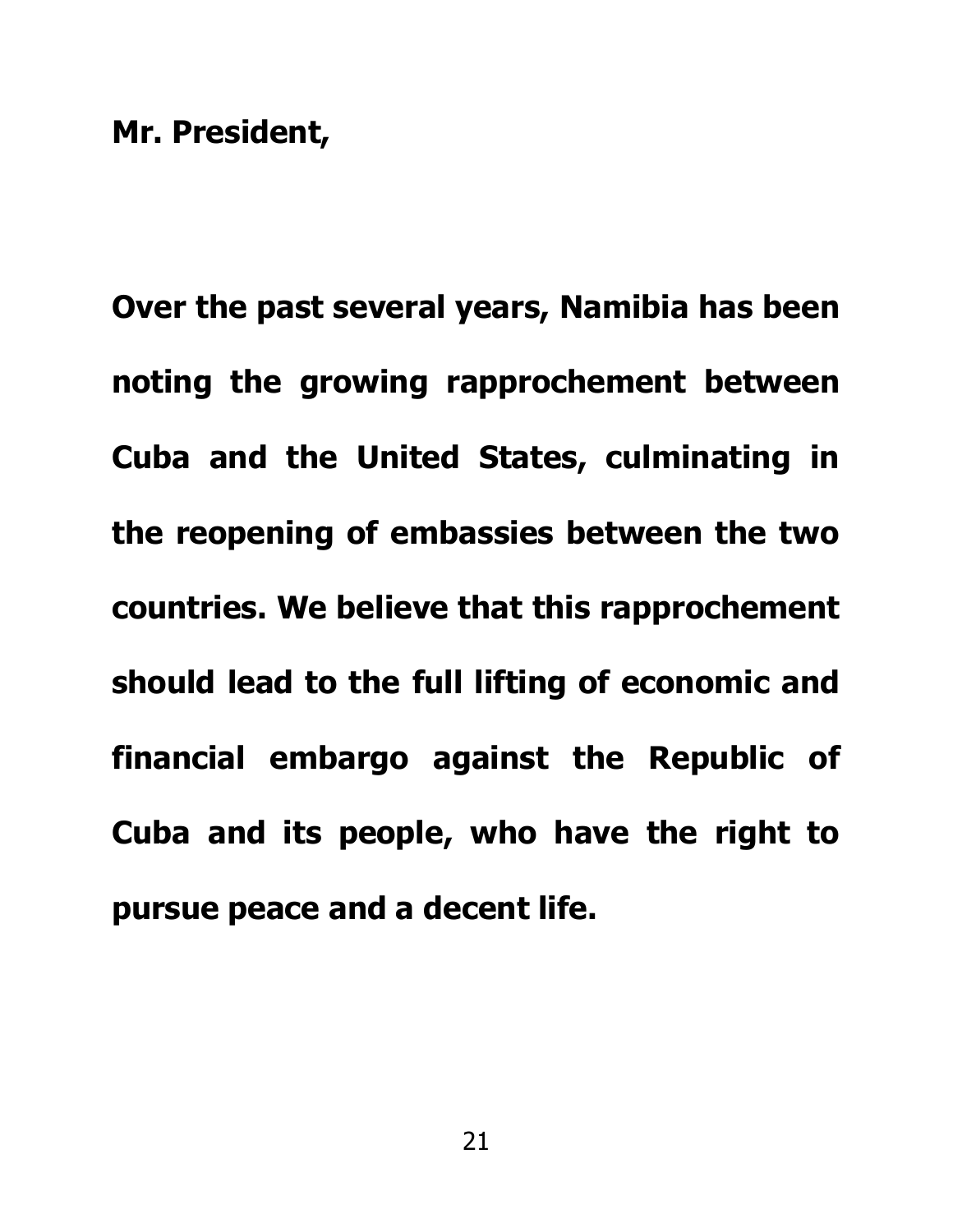**Mr. President,**

**Over the past several years, Namibia has been noting the growing rapprochement between Cuba and the United States, culminating in the reopening of embassies between the two countries. We believe that this rapprochement should lead to the full lifting of economic and financial embargo against the Republic of Cuba and its people, who have the right to pursue peace and a decent life.**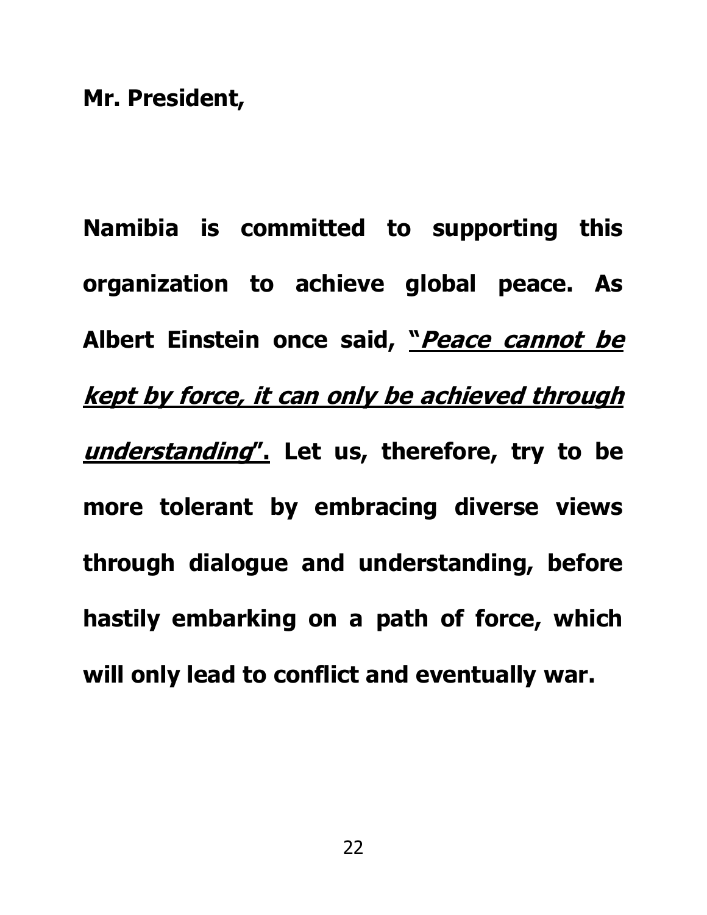**Mr. President,**

**Namibia is committed to supporting this organization to achieve global peace. As Albert Einstein once said, <u>"*Peace cannot be kept by force, it can only be achieved through understanding*".</u> Let us, therefore, try to be more tolerant by embracing diverse views through dialogue and understanding, before hastily embarking on a path of force, which will only lead to conflict and eventually war.**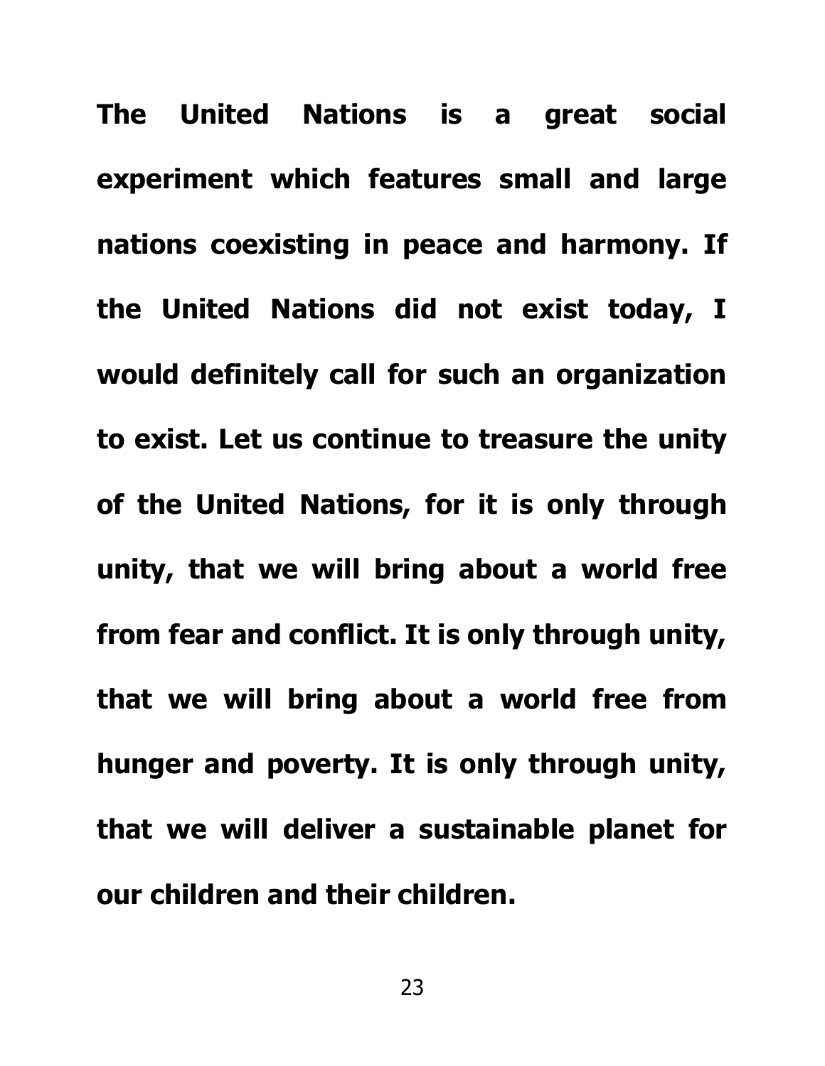**The United Nations is a great social experiment which features small and large nations coexisting in peace and harmony. If the United Nations did not exist today, I would definitely call for such an organization to exist. Let us continue to treasure the unity of the United Nations, for it is only through unity, that we will bring about a world free from fear and conflict. It is only through unity, that we will bring about a world free from hunger and poverty. It is only through unity, that we will deliver a sustainable planet for our children and their children.**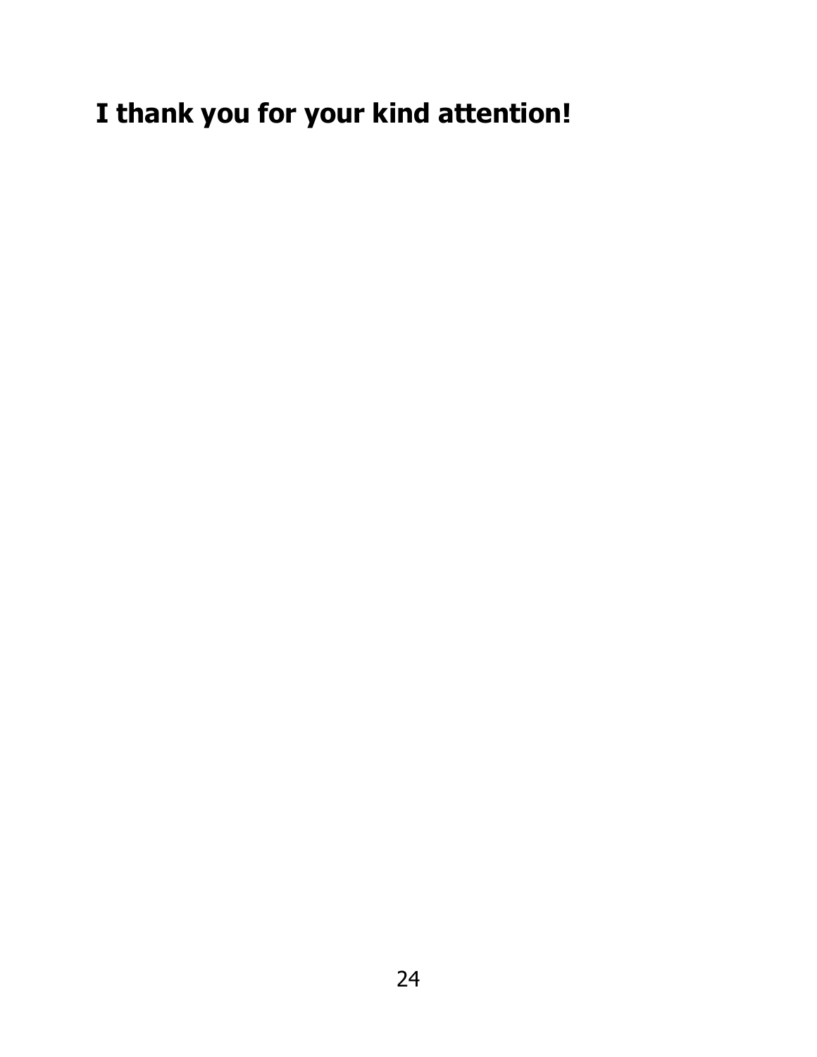**I thank you for your kind attention!**